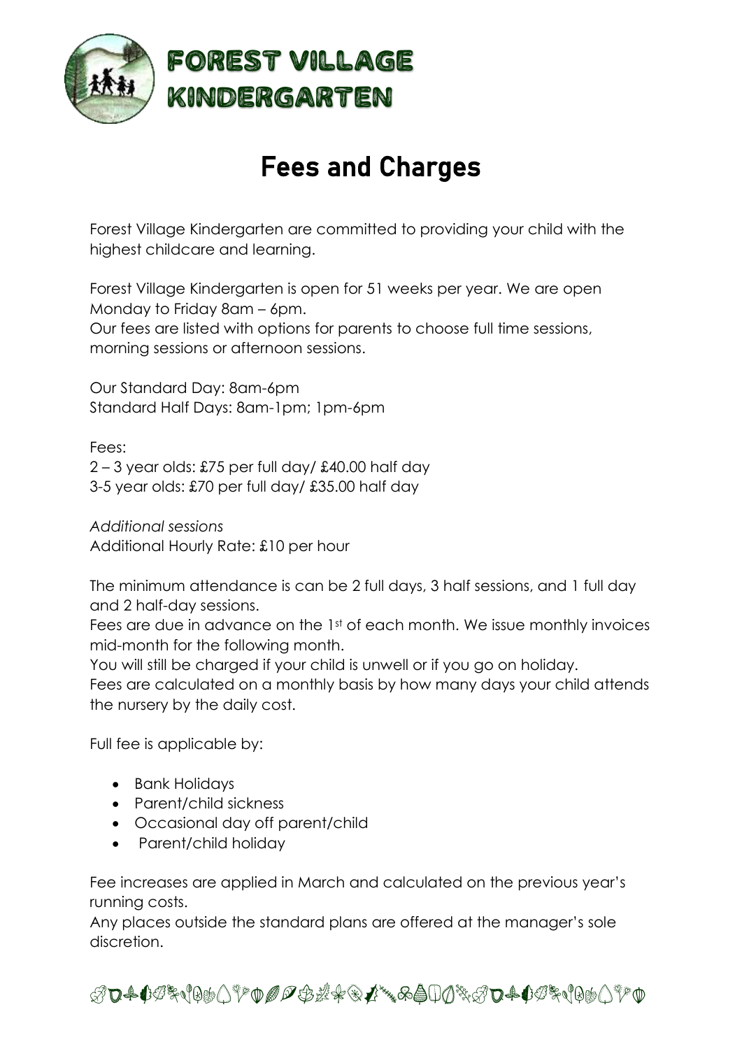# FOREST VILLAGE KINDERGARTEN

## Fees and Charges

Forest Village Kindergarten are committed to providing your child with the highest childcare and learning.

Forest Village Kindergarten is open for 51 weeks per year. We are open Monday to Friday 8am – 6pm.
Our fees are listed with options for parents to choose full time sessions, morning sessions or afternoon sessions.

Our Standard Day: 8am-6pm
Standard Half Days: 8am-1pm; 1pm-6pm

Fees:
2 – 3 year olds: £75 per full day/ £40.00 half day
3-5 year olds: £70 per full day/ £35.00 half day

*Additional sessions*
Additional Hourly Rate: £10 per hour

The minimum attendance is can be 2 full days, 3 half sessions, and 1 full day and 2 half-day sessions.
Fees are due in advance on the 1st of each month. We issue monthly invoices mid-month for the following month.
You will still be charged if your child is unwell or if you go on holiday.
Fees are calculated on a monthly basis by how many days your child attends the nursery by the daily cost.

Full fee is applicable by:

- Bank Holidays
- Parent/child sickness
- Occasional day off parent/child
- Parent/child holiday

Fee increases are applied in March and calculated on the previous year's running costs.
Any places outside the standard plans are offered at the manager's sole discretion.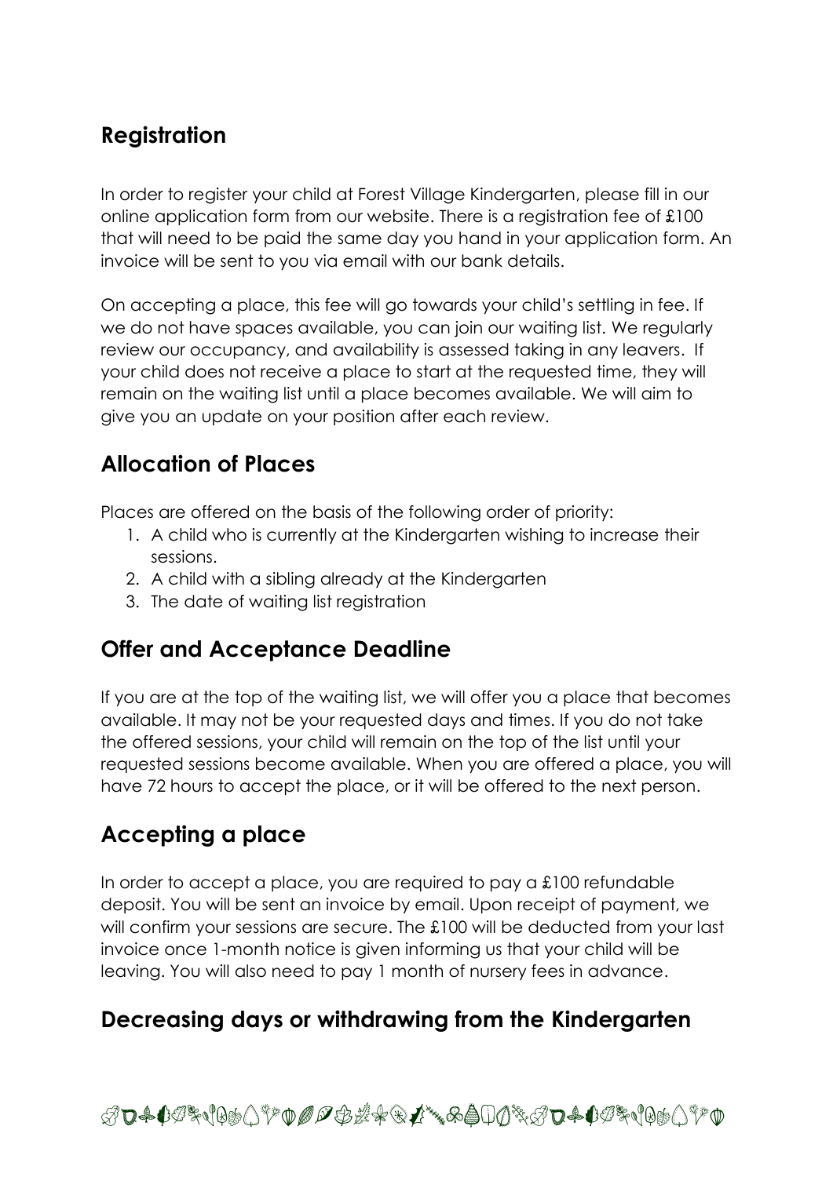## Registration

In order to register your child at Forest Village Kindergarten, please fill in our online application form from our website. There is a registration fee of £100 that will need to be paid the same day you hand in your application form. An invoice will be sent to you via email with our bank details.

On accepting a place, this fee will go towards your child's settling in fee. If we do not have spaces available, you can join our waiting list. We regularly review our occupancy, and availability is assessed taking in any leavers. If your child does not receive a place to start at the requested time, they will remain on the waiting list until a place becomes available. We will aim to give you an update on your position after each review.

## Allocation of Places

Places are offered on the basis of the following order of priority:

1. A child who is currently at the Kindergarten wishing to increase their sessions.
2. A child with a sibling already at the Kindergarten
3. The date of waiting list registration

## Offer and Acceptance Deadline

If you are at the top of the waiting list, we will offer you a place that becomes available. It may not be your requested days and times. If you do not take the offered sessions, your child will remain on the top of the list until your requested sessions become available. When you are offered a place, you will have 72 hours to accept the place, or it will be offered to the next person.

## Accepting a place

In order to accept a place, you are required to pay a £100 refundable deposit. You will be sent an invoice by email. Upon receipt of payment, we will confirm your sessions are secure. The £100 will be deducted from your last invoice once 1-month notice is given informing us that your child will be leaving. You will also need to pay 1 month of nursery fees in advance.

## Decreasing days or withdrawing from the Kindergarten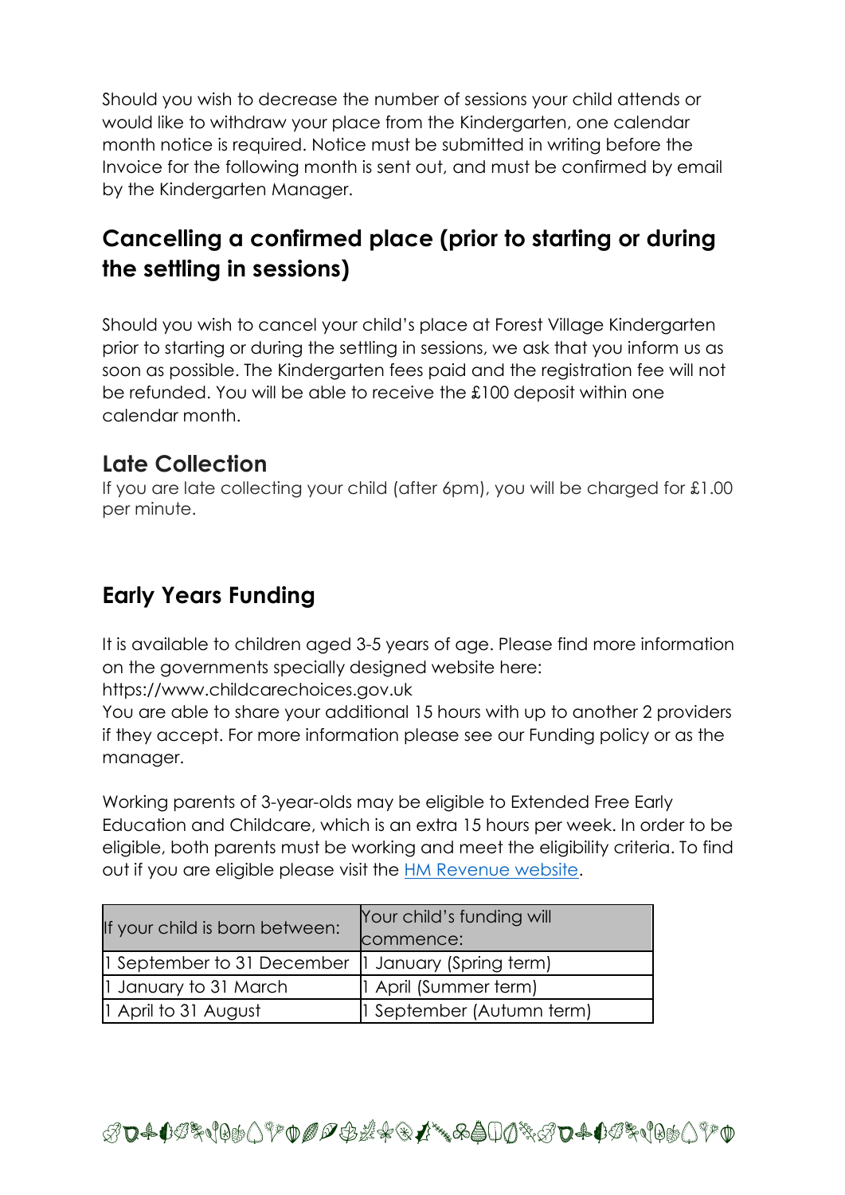Should you wish to decrease the number of sessions your child attends or would like to withdraw your place from the Kindergarten, one calendar month notice is required. Notice must be submitted in writing before the Invoice for the following month is sent out, and must be confirmed by email by the Kindergarten Manager.

## Cancelling a confirmed place (prior to starting or during the settling in sessions)

Should you wish to cancel your child's place at Forest Village Kindergarten prior to starting or during the settling in sessions, we ask that you inform us as soon as possible. The Kindergarten fees paid and the registration fee will not be refunded. You will be able to receive the £100 deposit within one calendar month.

## Late Collection

If you are late collecting your child (after 6pm), you will be charged for £1.00 per minute.

## Early Years Funding

It is available to children aged 3-5 years of age. Please find more information on the governments specially designed website here: https://www.childcarechoices.gov.uk
You are able to share your additional 15 hours with up to another 2 providers if they accept. For more information please see our Funding policy or as the manager.

Working parents of 3-year-olds may be eligible to Extended Free Early Education and Childcare, which is an extra 15 hours per week. In order to be eligible, both parents must be working and meet the eligibility criteria. To find out if you are eligible please visit the HM Revenue website.

| If your child is born between: | Your child's funding will commence: |
| --- | --- |
| 1 September to 31 December | 1 January (Spring term) |
| 1 January to 31 March | 1 April (Summer term) |
| 1 April to 31 August | 1 September (Autumn term) |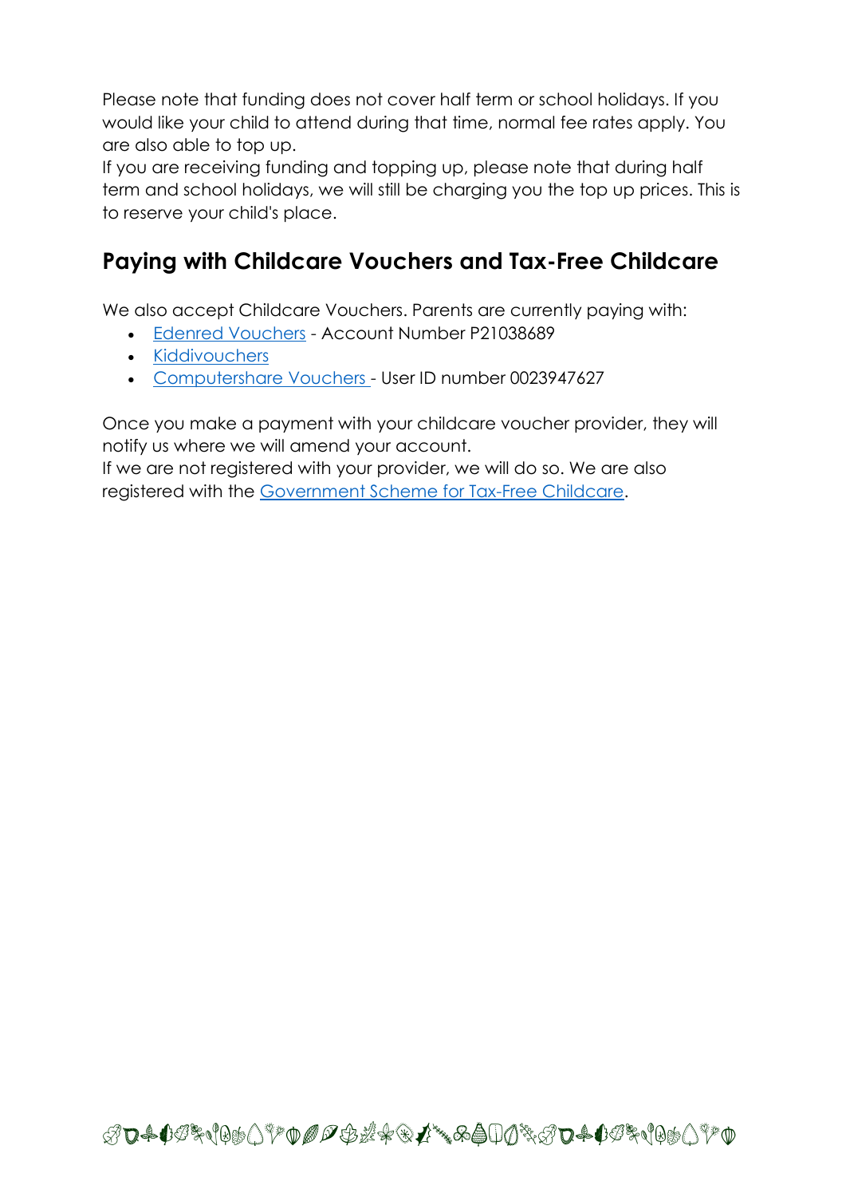Please note that funding does not cover half term or school holidays. If you would like your child to attend during that time, normal fee rates apply. You are also able to top up.
If you are receiving funding and topping up, please note that during half term and school holidays, we will still be charging you the top up prices. This is to reserve your child's place.

## Paying with Childcare Vouchers and Tax-Free Childcare

We also accept Childcare Vouchers. Parents are currently paying with:

- Edenred Vouchers - Account Number P21038689
- Kiddivouchers
- Computershare Vouchers - User ID number 0023947627

Once you make a payment with your childcare voucher provider, they will notify us where we will amend your account.
If we are not registered with your provider, we will do so. We are also registered with the Government Scheme for Tax-Free Childcare.